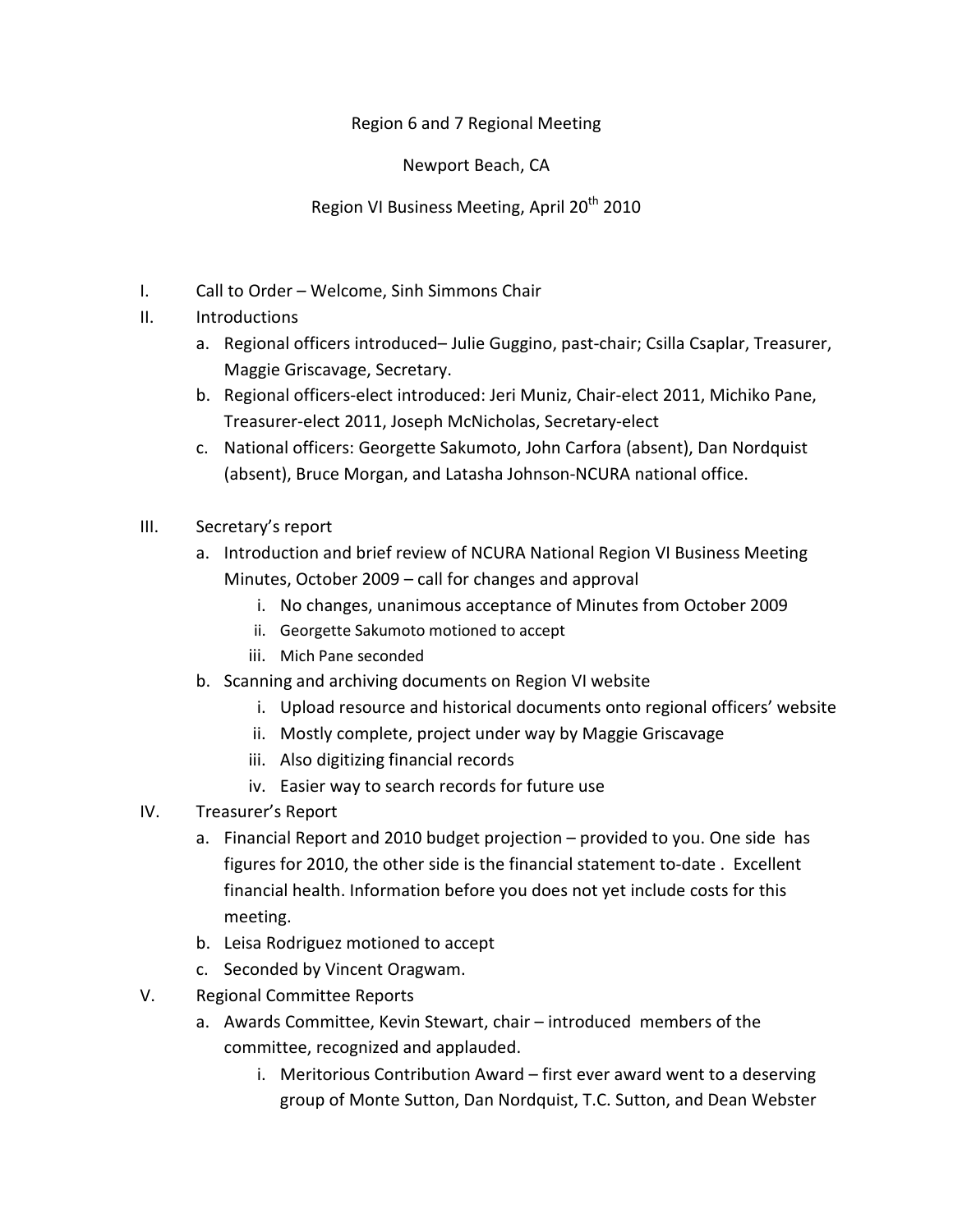Region 6 and 7 Regional Meeting

Newport Beach, CA

Region VI Business Meeting, April 20th 2010

I. Call to Order – Welcome, Sinh Simmons Chair

II. Introductions
   a. Regional officers introduced– Julie Guggino, past-chair; Csilla Csaplar, Treasurer, Maggie Griscavage, Secretary.
   b. Regional officers-elect introduced: Jeri Muniz, Chair-elect 2011, Michiko Pane, Treasurer-elect 2011, Joseph McNicholas, Secretary-elect
   c. National officers: Georgette Sakumoto, John Carfora (absent), Dan Nordquist (absent), Bruce Morgan, and Latasha Johnson-NCURA national office.

III. Secretary's report
   a. Introduction and brief review of NCURA National Region VI Business Meeting Minutes, October 2009 – call for changes and approval
      i. No changes, unanimous acceptance of Minutes from October 2009
      ii. Georgette Sakumoto motioned to accept
      iii. Mich Pane seconded
   b. Scanning and archiving documents on Region VI website
      i. Upload resource and historical documents onto regional officers' website
      ii. Mostly complete, project under way by Maggie Griscavage
      iii. Also digitizing financial records
      iv. Easier way to search records for future use

IV. Treasurer's Report
   a. Financial Report and 2010 budget projection – provided to you. One side has figures for 2010, the other side is the financial statement to-date . Excellent financial health. Information before you does not yet include costs for this meeting.
   b. Leisa Rodriguez motioned to accept
   c. Seconded by Vincent Oragwam.

V. Regional Committee Reports
   a. Awards Committee, Kevin Stewart, chair – introduced members of the committee, recognized and applauded.
      i. Meritorious Contribution Award – first ever award went to a deserving group of Monte Sutton, Dan Nordquist, T.C. Sutton, and Dean Webster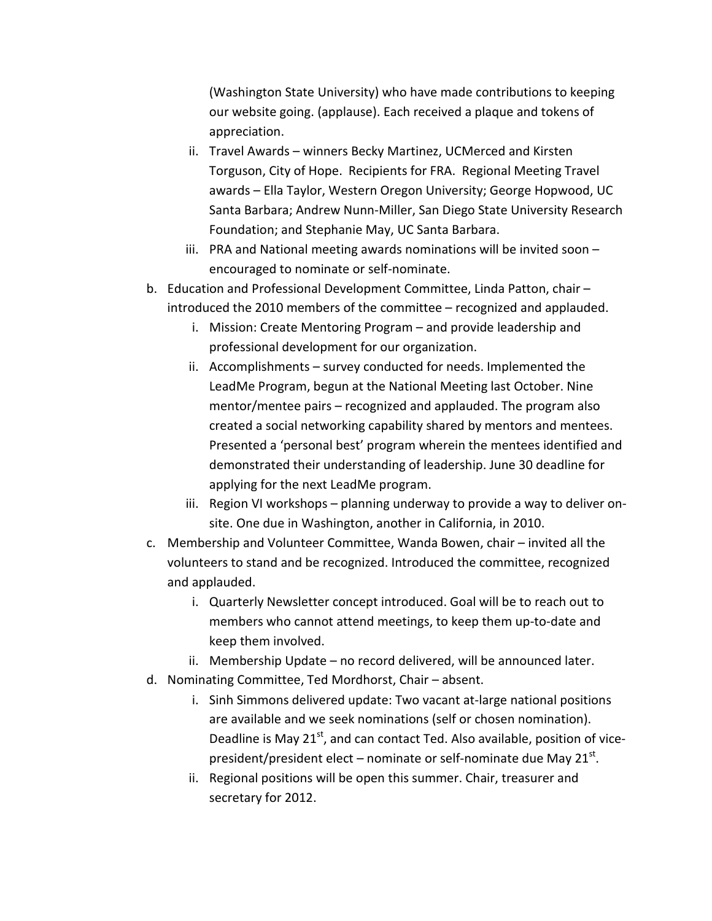(Washington State University) who have made contributions to keeping our website going. (applause). Each received a plaque and tokens of appreciation.

   ii. Travel Awards – winners Becky Martinez, UCMerced and Kirsten Torguson, City of Hope. Recipients for FRA. Regional Meeting Travel awards – Ella Taylor, Western Oregon University; George Hopwood, UC Santa Barbara; Andrew Nunn-Miller, San Diego State University Research Foundation; and Stephanie May, UC Santa Barbara.

   iii. PRA and National meeting awards nominations will be invited soon – encouraged to nominate or self-nominate.

b. Education and Professional Development Committee, Linda Patton, chair – introduced the 2010 members of the committee – recognized and applauded.

   i. Mission: Create Mentoring Program – and provide leadership and professional development for our organization.

   ii. Accomplishments – survey conducted for needs. Implemented the LeadMe Program, begun at the National Meeting last October. Nine mentor/mentee pairs – recognized and applauded. The program also created a social networking capability shared by mentors and mentees. Presented a 'personal best' program wherein the mentees identified and demonstrated their understanding of leadership. June 30 deadline for applying for the next LeadMe program.

   iii. Region VI workshops – planning underway to provide a way to deliver on-site. One due in Washington, another in California, in 2010.

c. Membership and Volunteer Committee, Wanda Bowen, chair – invited all the volunteers to stand and be recognized. Introduced the committee, recognized and applauded.

   i. Quarterly Newsletter concept introduced. Goal will be to reach out to members who cannot attend meetings, to keep them up-to-date and keep them involved.

   ii. Membership Update – no record delivered, will be announced later.

d. Nominating Committee, Ted Mordhorst, Chair – absent.

   i. Sinh Simmons delivered update: Two vacant at-large national positions are available and we seek nominations (self or chosen nomination). Deadline is May 21st, and can contact Ted. Also available, position of vice-president/president elect – nominate or self-nominate due May 21st.

   ii. Regional positions will be open this summer. Chair, treasurer and secretary for 2012.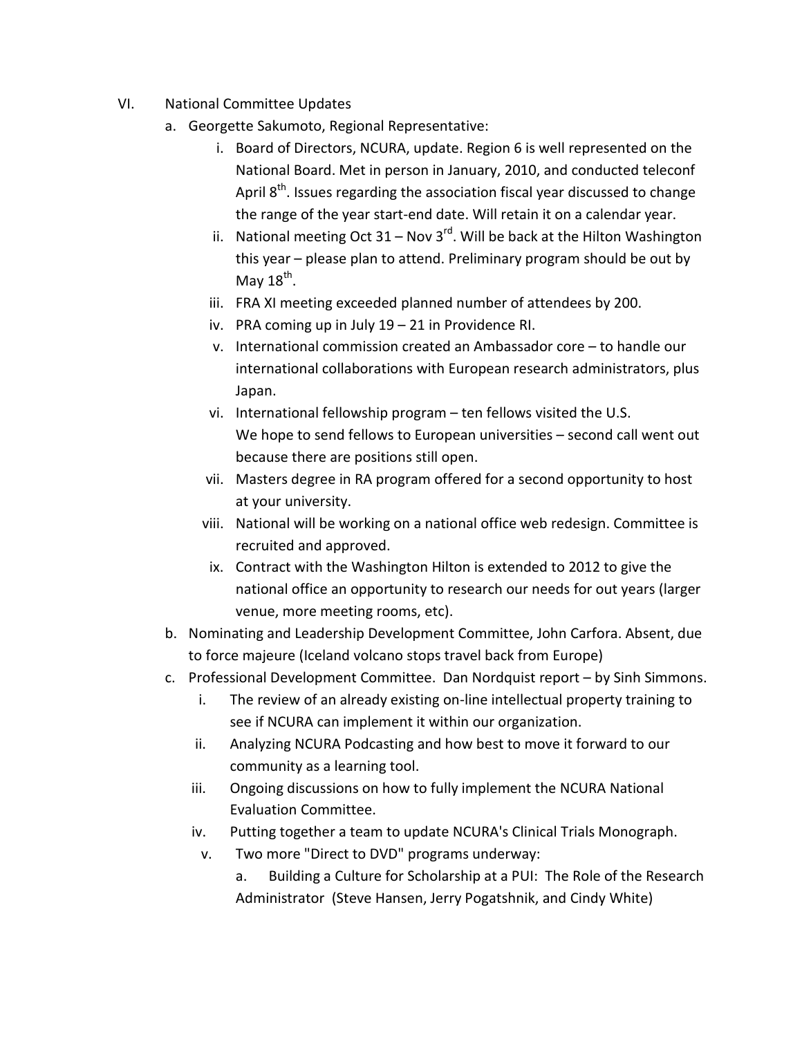VI. National Committee Updates

   a. Georgette Sakumoto, Regional Representative:

      i. Board of Directors, NCURA, update. Region 6 is well represented on the National Board. Met in person in January, 2010, and conducted teleconf April 8th. Issues regarding the association fiscal year discussed to change the range of the year start-end date. Will retain it on a calendar year.

      ii. National meeting Oct 31 – Nov 3rd. Will be back at the Hilton Washington this year – please plan to attend. Preliminary program should be out by May 18th.

      iii. FRA XI meeting exceeded planned number of attendees by 200.

      iv. PRA coming up in July 19 – 21 in Providence RI.

      v. International commission created an Ambassador core – to handle our international collaborations with European research administrators, plus Japan.

      vi. International fellowship program – ten fellows visited the U.S. We hope to send fellows to European universities – second call went out because there are positions still open.

      vii. Masters degree in RA program offered for a second opportunity to host at your university.

      viii. National will be working on a national office web redesign. Committee is recruited and approved.

      ix. Contract with the Washington Hilton is extended to 2012 to give the national office an opportunity to research our needs for out years (larger venue, more meeting rooms, etc).

   b. Nominating and Leadership Development Committee, John Carfora. Absent, due to force majeure (Iceland volcano stops travel back from Europe)

   c. Professional Development Committee. Dan Nordquist report – by Sinh Simmons.

      i. The review of an already existing on-line intellectual property training to see if NCURA can implement it within our organization.

      ii. Analyzing NCURA Podcasting and how best to move it forward to our community as a learning tool.

      iii. Ongoing discussions on how to fully implement the NCURA National Evaluation Committee.

      iv. Putting together a team to update NCURA's Clinical Trials Monograph.

      v. Two more "Direct to DVD" programs underway:

         a. Building a Culture for Scholarship at a PUI: The Role of the Research Administrator (Steve Hansen, Jerry Pogatshnik, and Cindy White)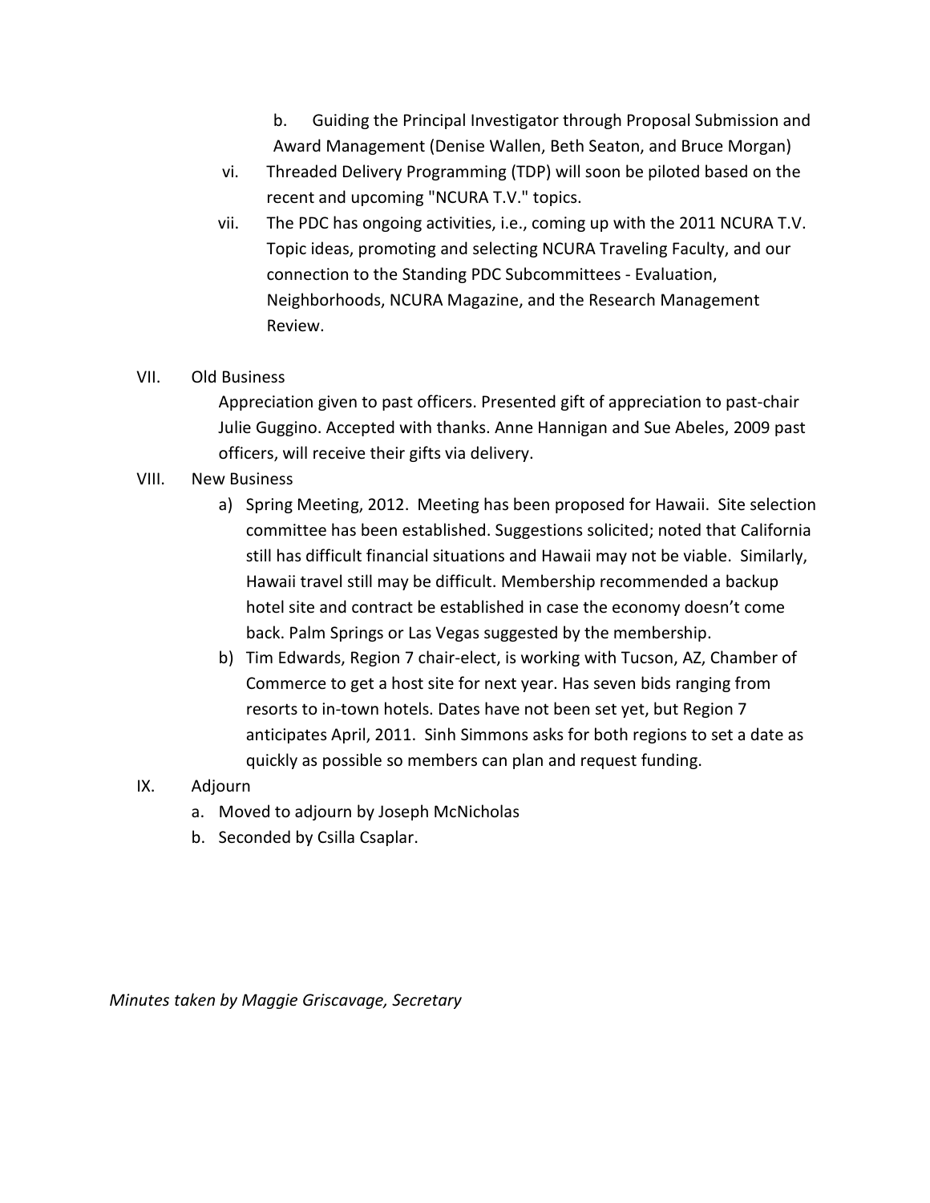b. Guiding the Principal Investigator through Proposal Submission and Award Management (Denise Wallen, Beth Seaton, and Bruce Morgan)

vi. Threaded Delivery Programming (TDP) will soon be piloted based on the recent and upcoming "NCURA T.V." topics.

vii. The PDC has ongoing activities, i.e., coming up with the 2011 NCURA T.V. Topic ideas, promoting and selecting NCURA Traveling Faculty, and our connection to the Standing PDC Subcommittees - Evaluation, Neighborhoods, NCURA Magazine, and the Research Management Review.

VII. Old Business

Appreciation given to past officers. Presented gift of appreciation to past-chair Julie Guggino. Accepted with thanks. Anne Hannigan and Sue Abeles, 2009 past officers, will receive their gifts via delivery.

VIII. New Business

a) Spring Meeting, 2012. Meeting has been proposed for Hawaii. Site selection committee has been established. Suggestions solicited; noted that California still has difficult financial situations and Hawaii may not be viable. Similarly, Hawaii travel still may be difficult. Membership recommended a backup hotel site and contract be established in case the economy doesn't come back. Palm Springs or Las Vegas suggested by the membership.

b) Tim Edwards, Region 7 chair-elect, is working with Tucson, AZ, Chamber of Commerce to get a host site for next year. Has seven bids ranging from resorts to in-town hotels. Dates have not been set yet, but Region 7 anticipates April, 2011. Sinh Simmons asks for both regions to set a date as quickly as possible so members can plan and request funding.

IX. Adjourn

a. Moved to adjourn by Joseph McNicholas
b. Seconded by Csilla Csaplar.

*Minutes taken by Maggie Griscavage, Secretary*